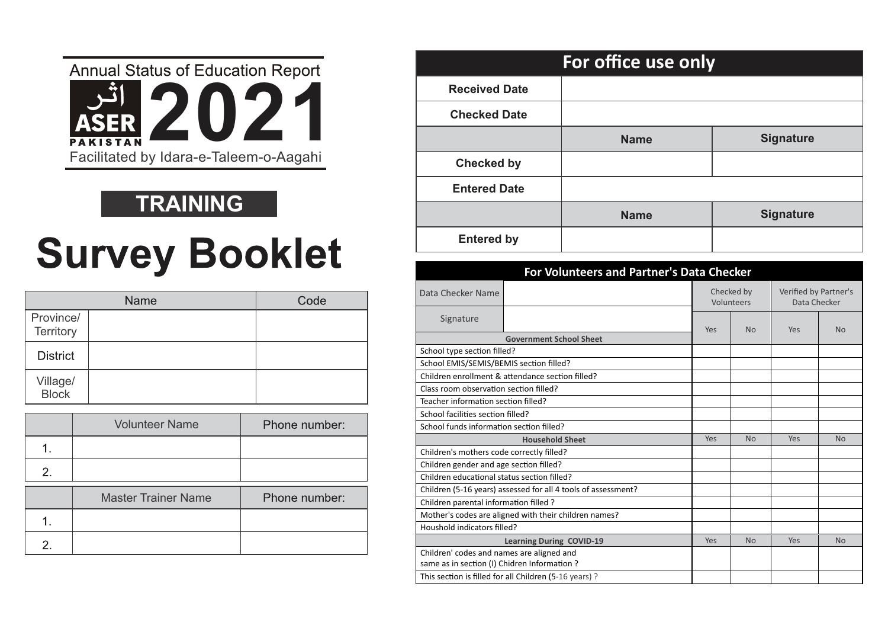Annual Status of Education Report

اثر ASER PAKISTAN **2021**

Facilitated by Idara-e-Taleem-o-Aagahi

**TRAINING**

# Survey Booklet

| | Name | Code |
|---|---|---|
| Province/ Territory | | |
| District | | |
| Village/ Block | | |

| | Volunteer Name | Phone number: |
|---|---|---|
| 1. | | |
| 2. | | |

| | Master Trainer Name | Phone number: |
|---|---|---|
| 1. | | |
| 2. | | |

## For office use only

| | | |
|---|---|---|
| **Received Date** | | |
| **Checked Date** | | |
| | **Name** | **Signature** |
| **Checked by** | | |
| **Entered Date** | | |
| | **Name** | **Signature** |
| **Entered by** | | |

## For Volunteers and Partner's Data Checker

| Data Checker Name | | Checked by Volunteers | | Verified by Partner's Data Checker | |
|---|---|---|---|---|---|
| Signature | | Yes | No | Yes | No |
| **Government School Sheet** | | | | | |
| School type section filled? | | | | | |
| School EMIS/SEMIS/BEMIS section filled? | | | | | |
| Children enrollment & attendance section filled? | | | | | |
| Class room observation section filled? | | | | | |
| Teacher information section filled? | | | | | |
| School facilities section filled? | | | | | |
| School funds information section filled? | | | | | |
| **Household Sheet** | | Yes | No | Yes | No |
| Children's mothers code correctly filled? | | | | | |
| Children gender and age section filled? | | | | | |
| Children educational status section filled? | | | | | |
| Children (5-16 years) assessed for all 4 tools of assessment? | | | | | |
| Children parental information filled ? | | | | | |
| Mother's codes are aligned with their children names? | | | | | |
| Houshold indicators filled? | | | | | |
| **Learning During COVID-19** | | Yes | No | Yes | No |
| Children' codes and names are aligned and same as in section (I) Chidren Information ? | | | | | |
| This section is filled for all Children (5-16 years) ? | | | | | |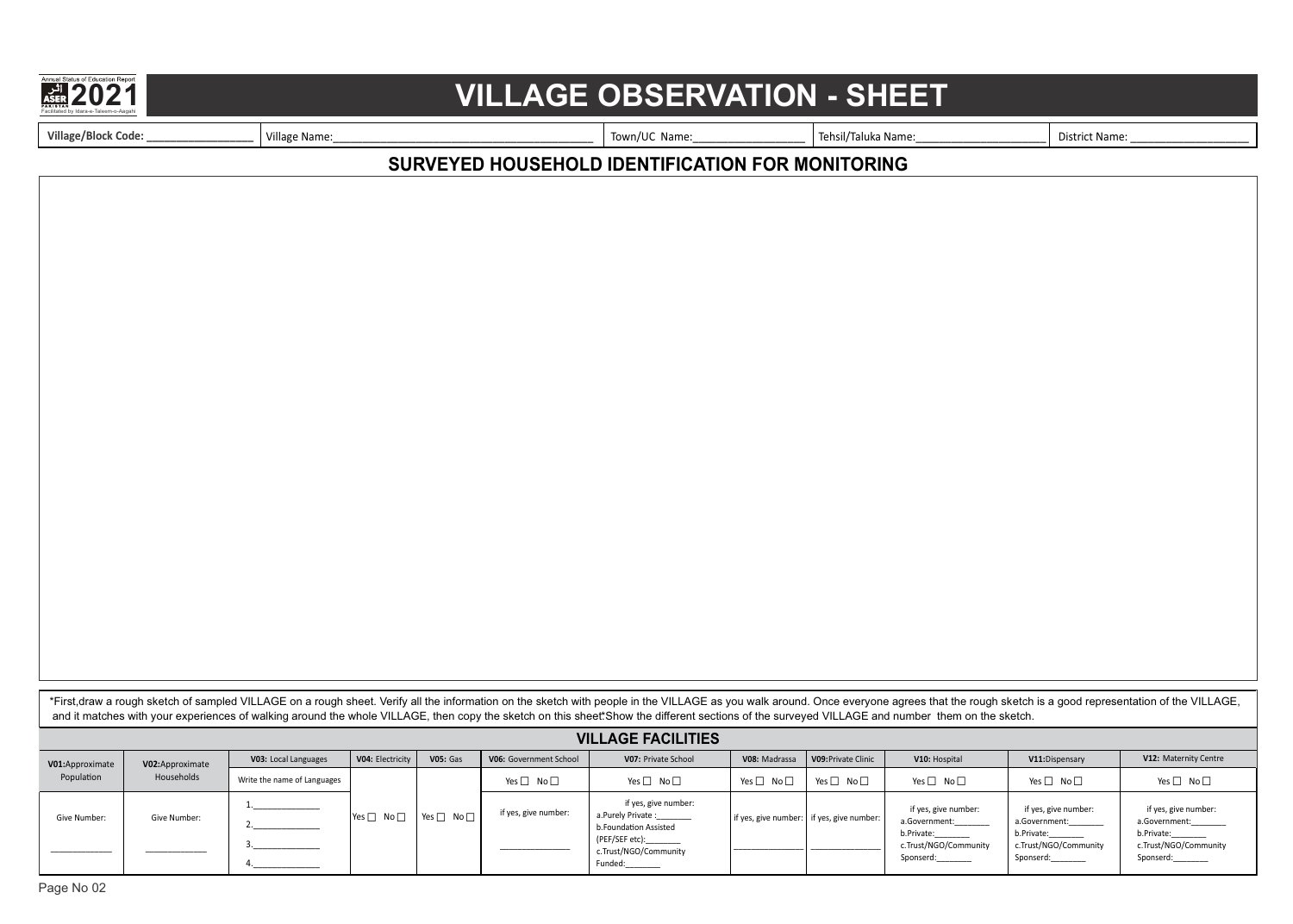# VILLAGE OBSERVATION - SHEET

| Village/Block Code: _________________ | Village Name:_______________________________________ | Town/UC Name:_________________ | Tehsil/Taluka Name:____________________ | District Name: __________________ |
|---|---|---|---|---|

## SURVEYED HOUSEHOLD IDENTIFICATION FOR MONITORING

*First,draw a rough sketch of sampled VILLAGE on a rough sheet. Verify all the information on the sketch with people in the VILLAGE as you walk around. Once everyone agrees that the rough sketch is a good representation of the VILLAGE, and it matches with your experiences of walking around the whole VILLAGE, then copy the sketch on this sheet.*Show the different sections of the surveyed VILLAGE and number them on the sketch.

## VILLAGE FACILITIES

| **V01:** Approximate Population | **V02:** Approximate Households | **V03:** Local Languages | **V04:** Electricity | **V05:** Gas | **V06:** Government School | **V07:** Private School | **V08:** Madrassa | **V09:** Private Clinic | **V10:** Hospital | **V11:** Dispensary | **V12:** Maternity Centre |
|---|---|---|---|---|---|---|---|---|---|---|---|
| | | Write the name of Languages | | | Yes ☐ No ☐ | Yes ☐ No ☐ | Yes ☐ No ☐ | Yes ☐ No ☐ | Yes ☐ No ☐ | Yes ☐ No ☐ | Yes ☐ No ☐ |
| Give Number: ____________ | Give Number: ____________ | 1.____________ 2.____________ 3.____________ 4.____________ | Yes ☐ No ☐ | Yes ☐ No ☐ | if yes, give number: ______________ | if yes, give number: a.Purely Private :________ b.Foundation Assisted (PEF/SEF etc):________ c.Trust/NGO/Community Funded:________ | if yes, give number: ______________ | if yes, give number: ______________ | if yes, give number: a.Government:________ b.Private:________ c.Trust/NGO/Community Sponserd:________ | if yes, give number: a.Government:________ b.Private:________ c.Trust/NGO/Community Sponserd:________ | if yes, give number: a.Government:________ b.Private:________ c.Trust/NGO/Community Sponserd:________ |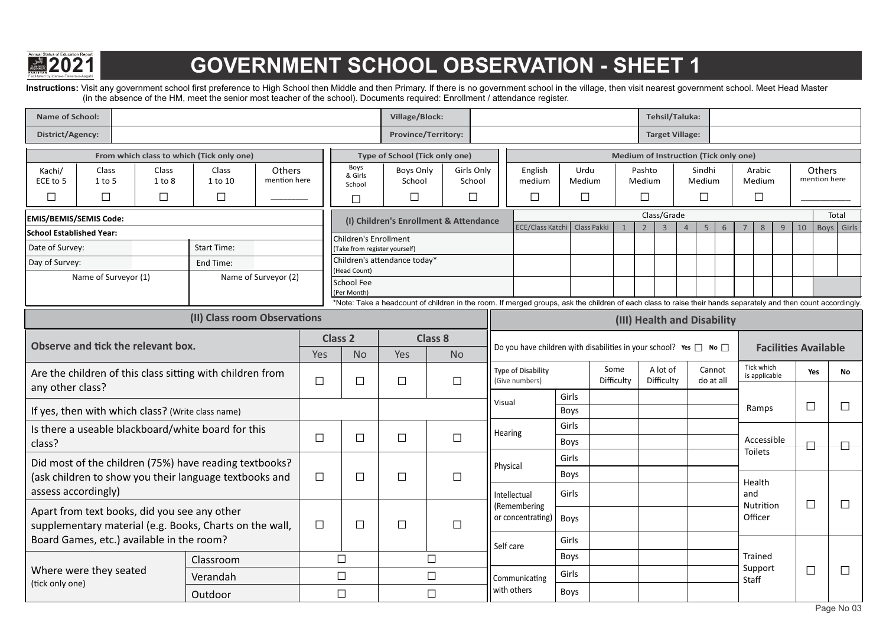# GOVERNMENT SCHOOL OBSERVATION - SHEET 1

**Instructions:** Visit any government school first preference to High School then Middle and then Primary. If there is no government school in the village, then visit nearest government school. Meet Head Master (in the absence of the HM, meet the senior most teacher of the school). Documents required: Enrollment / attendance register.

| Name of School: | | Village/Block: | | Tehsil/Taluka: | |
|---|---|---|---|---|---|
| District/Agency: | | Province/Territory: | | Target Village: | |

| From which class to which (Tick only one) | | | | |
|---|---|---|---|---|
| Kachi/ ECE to 5 | Class 1 to 5 | Class 1 to 8 | Class 1 to 10 | Others mention here |
| ☐ | ☐ | ☐ | ☐ | ________ |

| Type of School (Tick only one) | | |
|---|---|---|
| Boys & Girls School | Boys Only School | Girls Only School |
| ☐ | ☐ | ☐ |

| Medium of Instruction (Tick only one) | | | | | |
|---|---|---|---|---|---|
| English medium | Urdu Medium | Pashto Medium | Sindhi Medium | Arabic Medium | Others mention here |
| ☐ | ☐ | ☐ | ☐ | ☐ | ________ |

| EMIS/BEMIS/SEMIS Code: | | | |
|---|---|---|---|
| School Established Year: | | | |
| Date of Survey: | | Start Time: | |
| Day of Survey: | | End Time: | |
| Name of Surveyor (1) | | Name of Surveyor (2) | |

| (I) Children's Enrollment & Attendance | Class/Grade | | | | | | | | | | | | Total | |
|---|---|---|---|---|---|---|---|---|---|---|---|---|---|---|
| | ECE/Class Katchi | Class Pakki | 1 | 2 | 3 | 4 | 5 | 6 | 7 | 8 | 9 | 10 | Boys | Girls |
| Children's Enrollment (Take from register yourself) | | | | | | | | | | | | | | |
| Children's attendance today* (Head Count) | | | | | | | | | | | | | | |
| School Fee (Per Month) | | | | | | | | | | | | | | |

*Note: Take a headcount of children in the room. If merged groups, ask the children of each class to raise their hands separately and then count accordingly.

## (II) Class room Observations

| Observe and tick the relevant box. | | Class 2 | | Class 8 | |
|---|---|---|---|---|---|
| | | Yes | No | Yes | No |
| Are the children of this class sitting with children from any other class? | | ☐ | ☐ | ☐ | ☐ |
| If yes, then with which class? (Write class name) | | | | | |
| Is there a useable blackboard/white board for this class? | | ☐ | ☐ | ☐ | ☐ |
| Did most of the children (75%) have reading textbooks? (ask children to show you their language textbooks and assess accordingly) | | ☐ | ☐ | ☐ | ☐ |
| Apart from text books, did you see any other supplementary material (e.g. Books, Charts on the wall, Board Games, etc.) available in the room? | | ☐ | ☐ | ☐ | ☐ |
| Where were they seated (tick only one) | Classroom | ☐ | | ☐ | |
| | Verandah | ☐ | | ☐ | |
| | Outdoor | ☐ | | ☐ | |

## (III) Health and Disability

Do you have children with disabilities in your school? Yes ☐ No ☐

| Type of Disability (Give numbers) | | Some Difficulty | A lot of Difficulty | Cannot do at all |
|---|---|---|---|---|
| Visual | Girls | | | |
| | Boys | | | |
| Hearing | Girls | | | |
| | Boys | | | |
| Physical | Girls | | | |
| | Boys | | | |
| Intellectual (Remembering or concentrating) | Girls | | | |
| | Boys | | | |
| Self care | Girls | | | |
| | Boys | | | |
| Communicating with others | Girls | | | |
| | Boys | | | |

**Facilities Available**

| Tick which is applicable | Yes | No |
|---|---|---|
| Ramps | ☐ | ☐ |
| Accessible Toilets | ☐ | ☐ |
| Health and Nutrition Officer | ☐ | ☐ |
| Trained Support Staff | ☐ | ☐ |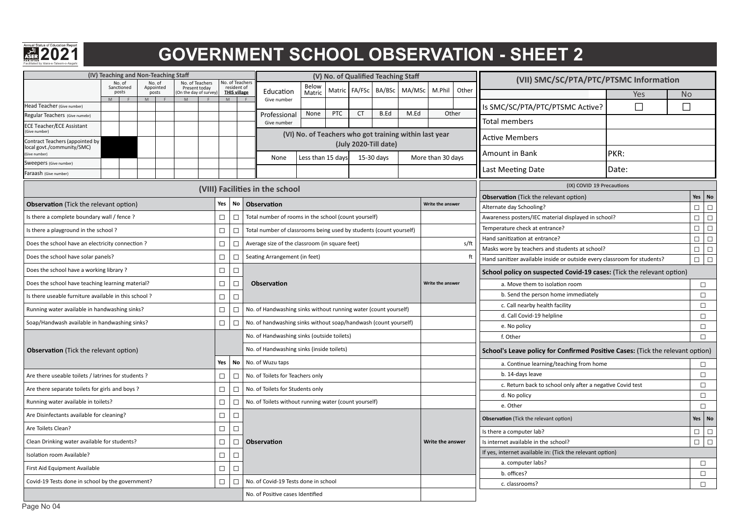# GOVERNMENT SCHOOL OBSERVATION - SHEET 2

Annual Status of Education Report ASER 2021 PAKISTAN Facilitated by Idara-e-Taleem-o-Aagahi

## (IV) Teaching and Non-Teaching Staff

| | No. of Sanctioned posts | | No. of Appointed posts | | No. of Teachers Present today (On the day of survey) | | No. of Teachers resident of **THIS village** | |
|---|---|---|---|---|---|---|---|---|
| | M | F | M | F | M | F | M | F |
| Head Teacher (Give number) | | | | | | | | |
| Regular Teachers (Give numebr) | | | | | | | | |
| ECE Teacher/ECE Assistant (Give number) | | | | | | | | |
| Contract Teachers (appointed by local govt./community/SMC) (Give number) | | | | | | | | |
| Sweepers (Give number) | | | | | | | | |
| Faraash (Give number) | | | | | | | | |

## (V) No. of Qualified Teaching Staff

| Education (Give number) | Below Matric | Matric | FA/FSc | BA/BSc | MA/MSc | M.Phil | Other |
|---|---|---|---|---|---|---|---|
| | | | | | | | |

| Professional (Give number) | None | PTC | CT | B.Ed | M.Ed | Other |
|---|---|---|---|---|---|---|
| | | | | | | |

## (VI) No. of Teachers who got training within last year (July 2020-Till date)

| None | Less than 15 days | 15-30 days | More than 30 days |
|---|---|---|---|
| | | | |

## (VII) SMC/SC/PTA/PTC/PTSMC Information

| | Yes | No |
|---|---|---|
| Is SMC/SC/PTA/PTC/PTSMC Active? | ☐ | ☐ |
| Total members | | |
| Active Members | | |
| Amount in Bank | PKR: | |
| Last Meeting Date | Date: | |

## (VIII) Facilities in the school

| Observation (Tick the relevant option) | Yes | No | Observation | Write the answer |
|---|---|---|---|---|
| Is there a complete boundary wall / fence ? | ☐ | ☐ | Total number of rooms in the school (count yourself) | |
| Is there a playground in the school ? | ☐ | ☐ | Total number of classrooms being used by students (count yourself) | |
| Does the school have an electricity connection ? | ☐ | ☐ | Average size of the classroom (in square feet) | s/ft |
| Does the school have solar panels? | ☐ | ☐ | Seating Arrangement (in feet) | ft |
| Does the school have a working library ? | ☐ | ☐ | **Observation** | **Write the answer** |
| Does the school have teaching learning material? | ☐ | ☐ | | |
| Is there useable furniture available in this school ? | ☐ | ☐ | | |
| Running water available in handwashing sinks? | ☐ | ☐ | No. of Handwashing sinks without running water (count yourself) | |
| Soap/Handwash available in handwashing sinks? | ☐ | ☐ | No. of handwashing sinks without soap/handwash (count yourself) | |
| **Observation** (Tick the relevant option) | | | No. of Handwashing sinks (outside toilets) | |
| | | | No. of Handwashing sinks (inside toilets) | |
| | Yes | No | No. of Wuzu taps | |
| Are there useable toilets / latrines for students ? | ☐ | ☐ | No. of Toilets for Teachers only | |
| Are there separate toilets for girls and boys ? | ☐ | ☐ | No. of Toilets for Students only | |
| Running water available in toilets? | ☐ | ☐ | No. of Toilets without running water (count yourself) | |
| Are Disinfectants available for cleaning? | ☐ | ☐ | **Observation** | **Write the answer** |
| Are Toilets Clean? | ☐ | ☐ | | |
| Clean Drinking water available for students? | ☐ | ☐ | | |
| Isolation room Available? | ☐ | ☐ | | |
| First Aid Equipment Available | ☐ | ☐ | | |
| Covid-19 Tests done in school by the government? | ☐ | ☐ | No. of Covid-19 Tests done in school | |
| | | | No. of Positive cases Identified | |

## (IX) COVID 19 Precautions

| Observation (Tick the relevant option) | Yes | No |
|---|---|---|
| Alternate day Schooling? | ☐ | ☐ |
| Awareness posters/IEC material displayed in school? | ☐ | ☐ |
| Temperature check at entrance? | ☐ | ☐ |
| Hand sanitization at entrance? | ☐ | ☐ |
| Masks wore by teachers and students at school? | ☐ | ☐ |
| Hand sanitizer available inside or outside every classroom for students? | ☐ | ☐ |

**School policy on suspected Covid-19 cases:** (Tick the relevant option)

| | |
|---|---|
| a. Move them to isolation room | ☐ |
| b. Send the person home immediately | ☐ |
| c. Call nearby health facility | ☐ |
| d. Call Covid-19 helpline | ☐ |
| e. No policy | ☐ |
| f. Other | ☐ |

**School's Leave policy for Confirmed Positive Cases:** (Tick the relevant option)

| | |
|---|---|
| a. Continue learning/teaching from home | ☐ |
| b. 14-days leave | ☐ |
| c. Return back to school only after a negative Covid test | ☐ |
| d. No policy | ☐ |
| e. Other | ☐ |

| Observation (Tick the relevant option) | Yes | No |
|---|---|---|
| Is there a computer lab? | ☐ | ☐ |
| Is internet available in the school? | ☐ | ☐ |

If yes, internet available in: (Tick the relevant option)

| | |
|---|---|
| a. computer labs? | ☐ |
| b. offices? | ☐ |
| c. classrooms? | ☐ |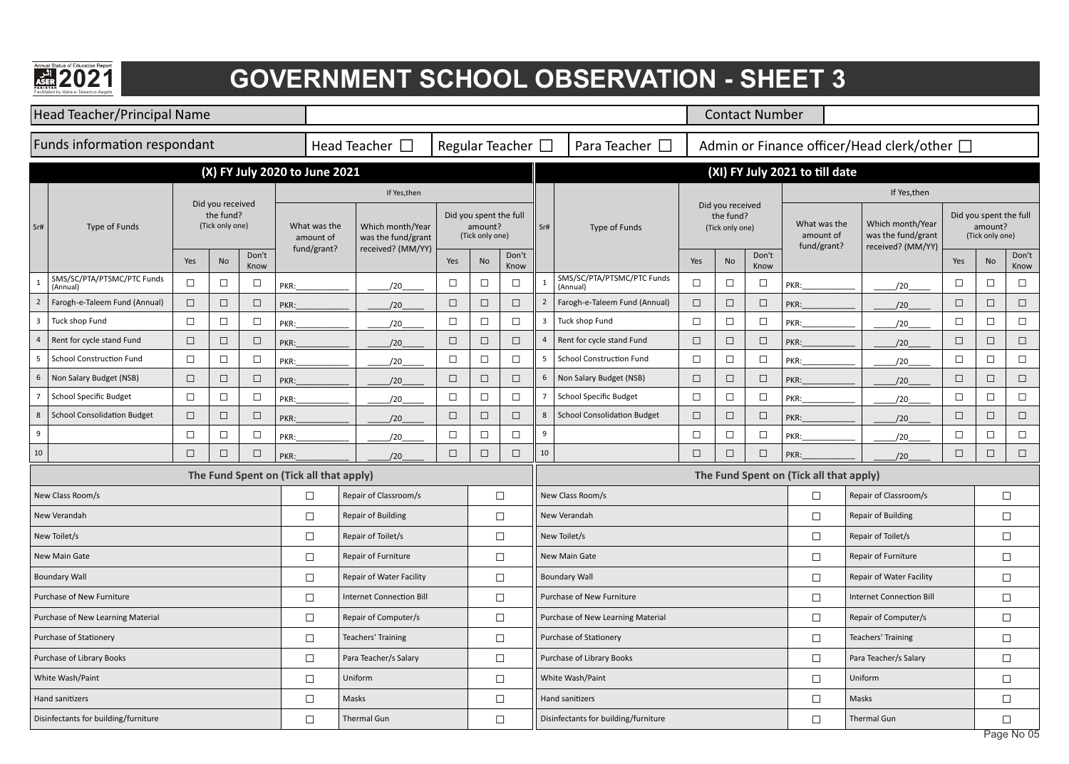# GOVERNMENT SCHOOL OBSERVATION - SHEET 3

| Head Teacher/Principal Name | | Contact Number | |
|---|---|---|---|

| Funds information respondant | Head Teacher ☐ | Regular Teacher ☐ | Para Teacher ☐ | Admin or Finance officer/Head clerk/other ☐ |
|---|---|---|---|---|

## (X) FY July 2020 to June 2021

| Sr# | Type of Funds | Did you received the fund? (Tick only one) | | | If Yes,then: What was the amount of fund/grant? | Which month/Year was the fund/grant received? (MM/YY) | Did you spent the full amount? (Tick only one) | | |
|---|---|---|---|---|---|---|---|---|---|
| | | Yes | No | Don't Know | | | Yes | No | Don't Know |
| 1 | SMS/SC/PTA/PTSMC/PTC Funds (Annual) | ☐ | ☐ | ☐ | PKR:____ | ____/20____ | ☐ | ☐ | ☐ |
| 2 | Farogh-e-Taleem Fund (Annual) | ☐ | ☐ | ☐ | PKR:____ | ____/20____ | ☐ | ☐ | ☐ |
| 3 | Tuck shop Fund | ☐ | ☐ | ☐ | PKR:____ | ____/20____ | ☐ | ☐ | ☐ |
| 4 | Rent for cycle stand Fund | ☐ | ☐ | ☐ | PKR:____ | ____/20____ | ☐ | ☐ | ☐ |
| 5 | School Construction Fund | ☐ | ☐ | ☐ | PKR:____ | ____/20____ | ☐ | ☐ | ☐ |
| 6 | Non Salary Budget (NSB) | ☐ | ☐ | ☐ | PKR:____ | ____/20____ | ☐ | ☐ | ☐ |
| 7 | School Specific Budget | ☐ | ☐ | ☐ | PKR:____ | ____/20____ | ☐ | ☐ | ☐ |
| 8 | School Consolidation Budget | ☐ | ☐ | ☐ | PKR:____ | ____/20____ | ☐ | ☐ | ☐ |
| 9 | | ☐ | ☐ | ☐ | PKR:____ | ____/20____ | ☐ | ☐ | ☐ |
| 10 | | ☐ | ☐ | ☐ | PKR:____ | ____/20____ | ☐ | ☐ | ☐ |

### The Fund Spent on (Tick all that apply)

| | | | |
|---|---|---|---|
| New Class Room/s | ☐ | Repair of Classroom/s | ☐ |
| New Verandah | ☐ | Repair of Building | ☐ |
| New Toilet/s | ☐ | Repair of Toilet/s | ☐ |
| New Main Gate | ☐ | Repair of Furniture | ☐ |
| Boundary Wall | ☐ | Repair of Water Facility | ☐ |
| Purchase of New Furniture | ☐ | Internet Connection Bill | ☐ |
| Purchase of New Learning Material | ☐ | Repair of Computer/s | ☐ |
| Purchase of Stationery | ☐ | Teachers' Training | ☐ |
| Purchase of Library Books | ☐ | Para Teacher/s Salary | ☐ |
| White Wash/Paint | ☐ | Uniform | ☐ |
| Hand sanitizers | ☐ | Masks | ☐ |
| Disinfectants for building/furniture | ☐ | Thermal Gun | ☐ |

## (XI) FY July 2021 to till date

| Sr# | Type of Funds | Did you received the fund? (Tick only one) | | | If Yes,then: What was the amount of fund/grant? | Which month/Year was the fund/grant received? (MM/YY) | Did you spent the full amount? (Tick only one) | | |
|---|---|---|---|---|---|---|---|---|---|
| | | Yes | No | Don't Know | | | Yes | No | Don't Know |
| 1 | SMS/SC/PTA/PTSMC/PTC Funds (Annual) | ☐ | ☐ | ☐ | PKR:____ | ____/20____ | ☐ | ☐ | ☐ |
| 2 | Farogh-e-Taleem Fund (Annual) | ☐ | ☐ | ☐ | PKR:____ | ____/20____ | ☐ | ☐ | ☐ |
| 3 | Tuck shop Fund | ☐ | ☐ | ☐ | PKR:____ | ____/20____ | ☐ | ☐ | ☐ |
| 4 | Rent for cycle stand Fund | ☐ | ☐ | ☐ | PKR:____ | ____/20____ | ☐ | ☐ | ☐ |
| 5 | School Construction Fund | ☐ | ☐ | ☐ | PKR:____ | ____/20____ | ☐ | ☐ | ☐ |
| 6 | Non Salary Budget (NSB) | ☐ | ☐ | ☐ | PKR:____ | ____/20____ | ☐ | ☐ | ☐ |
| 7 | School Specific Budget | ☐ | ☐ | ☐ | PKR:____ | ____/20____ | ☐ | ☐ | ☐ |
| 8 | School Consolidation Budget | ☐ | ☐ | ☐ | PKR:____ | ____/20____ | ☐ | ☐ | ☐ |
| 9 | | ☐ | ☐ | ☐ | PKR:____ | ____/20____ | ☐ | ☐ | ☐ |
| 10 | | ☐ | ☐ | ☐ | PKR:____ | ____/20____ | ☐ | ☐ | ☐ |

### The Fund Spent on (Tick all that apply)

| | | | |
|---|---|---|---|
| New Class Room/s | ☐ | Repair of Classroom/s | ☐ |
| New Verandah | ☐ | Repair of Building | ☐ |
| New Toilet/s | ☐ | Repair of Toilet/s | ☐ |
| New Main Gate | ☐ | Repair of Furniture | ☐ |
| Boundary Wall | ☐ | Repair of Water Facility | ☐ |
| Purchase of New Furniture | ☐ | Internet Connection Bill | ☐ |
| Purchase of New Learning Material | ☐ | Repair of Computer/s | ☐ |
| Purchase of Stationery | ☐ | Teachers' Training | ☐ |
| Purchase of Library Books | ☐ | Para Teacher/s Salary | ☐ |
| White Wash/Paint | ☐ | Uniform | ☐ |
| Hand sanitizers | ☐ | Masks | ☐ |
| Disinfectants for building/furniture | ☐ | Thermal Gun | ☐ |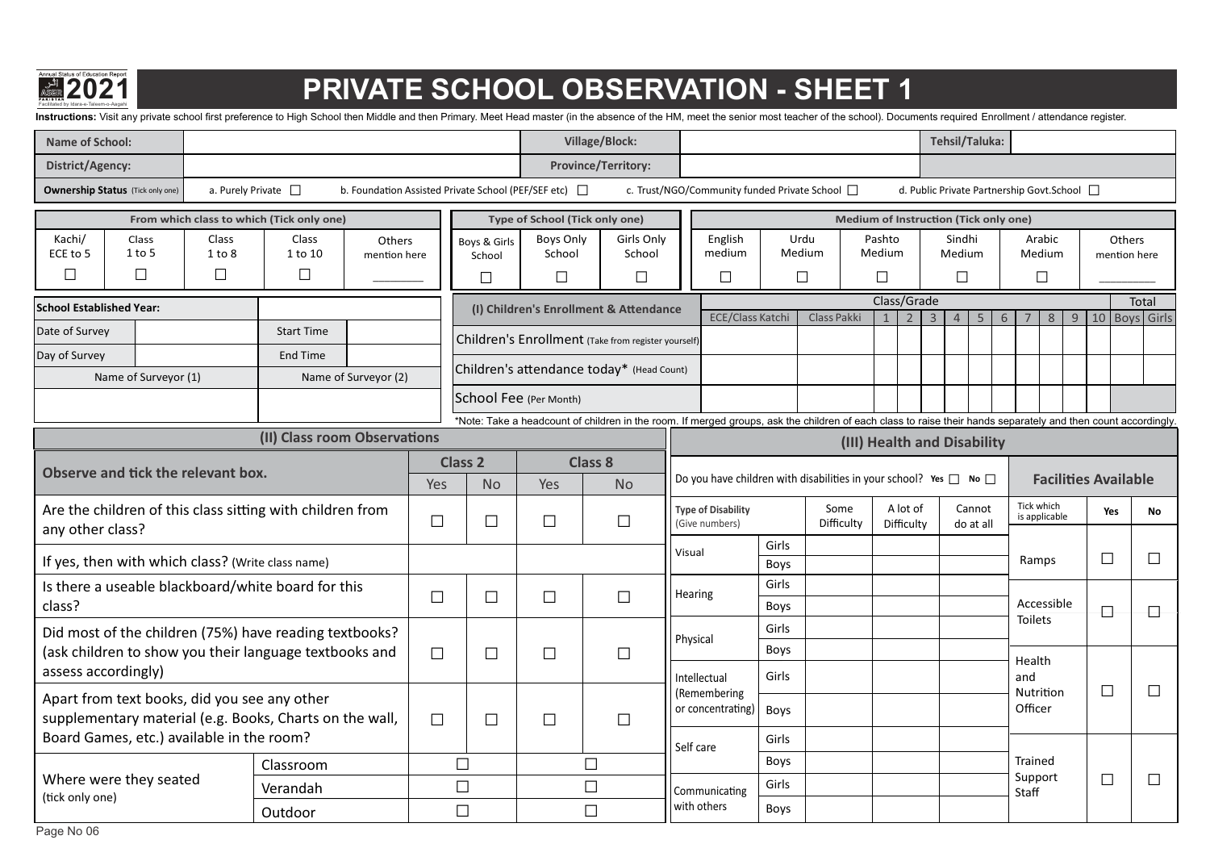# PRIVATE SCHOOL OBSERVATION - SHEET 1

**Instructions:** Visit any private school first preference to High School then Middle and then Primary. Meet Head master (in the absence of the HM, meet the senior most teacher of the school). Documents required Enrollment / attendance register.

| Name of School: | | Village/Block: | | Tehsil/Taluka: | |
|---|---|---|---|---|---|
| District/Agency: | | Province/Territory: | | | |

**Ownership Status** (Tick only one) a. Purely Private ☐ b. Foundation Assisted Private School (PEF/SEF etc) ☐ c. Trust/NGO/Community funded Private School ☐ d. Public Private Partnership Govt.School ☐

| From which class to which (Tick only one) | | | | |
|---|---|---|---|---|
| Kachi/ ECE to 5 | Class 1 to 5 | Class 1 to 8 | Class 1 to 10 | Others mention here |
| ☐ | ☐ | ☐ | ☐ | ________ |

| Type of School (Tick only one) | | |
|---|---|---|
| Boys & Girls School | Boys Only School | Girls Only School |
| ☐ | ☐ | ☐ |

| Medium of Instruction (Tick only one) | | | | | |
|---|---|---|---|---|---|
| English medium | Urdu Medium | Pashto Medium | Sindhi Medium | Arabic Medium | Others mention here |
| ☐ | ☐ | ☐ | ☐ | ☐ | ________ |

| School Established Year: | | | |
|---|---|---|---|
| Date of Survey | | Start Time | |
| Day of Survey | | End Time | |
| Name of Surveyor (1) | | Name of Surveyor (2) | |
| | | | |

| (I) Children's Enrollment & Attendance | ECE/Class Katchi | Class Pakki | 1 | 2 | 3 | 4 | 5 | 6 | 7 | 8 | 9 | 10 | Total Boys | Total Girls |
|---|---|---|---|---|---|---|---|---|---|---|---|---|---|---|
| Children's Enrollment (Take from register yourself) | | | | | | | | | | | | | | |
| Children's attendance today* (Head Count) | | | | | | | | | | | | | | |
| School Fee (Per Month) | | | | | | | | | | | | | | |

*Note: Take a headcount of children in the room. If merged groups, ask the children of each class to raise their hands separately and then count accordingly.

## (II) Class room Observations

| Observe and tick the relevant box. | | Class 2 Yes | Class 2 No | Class 8 Yes | Class 8 No |
|---|---|---|---|---|---|
| Are the children of this class sitting with children from any other class? | | ☐ | ☐ | ☐ | ☐ |
| If yes, then with which class? (Write class name) | | | | | |
| Is there a useable blackboard/white board for this class? | | ☐ | ☐ | ☐ | ☐ |
| Did most of the children (75%) have reading textbooks? (ask children to show you their language textbooks and assess accordingly) | | ☐ | ☐ | ☐ | ☐ |
| Apart from text books, did you see any other supplementary material (e.g. Books, Charts on the wall, Board Games, etc.) available in the room? | | ☐ | ☐ | ☐ | ☐ |
| Where were they seated (tick only one) | Classroom | ☐ | | ☐ | |
| | Verandah | ☐ | | ☐ | |
| | Outdoor | ☐ | | ☐ | |

## (III) Health and Disability

Do you have children with disabilities in your school? Yes ☐ No ☐

| Type of Disability (Give numbers) | | Some Difficulty | A lot of Difficulty | Cannot do at all |
|---|---|---|---|---|
| Visual | Girls | | | |
| | Boys | | | |
| Hearing | Girls | | | |
| | Boys | | | |
| Physical | Girls | | | |
| | Boys | | | |
| Intellectual (Remembering or concentrating) | Girls | | | |
| | Boys | | | |
| Self care | Girls | | | |
| | Boys | | | |
| Communicating with others | Girls | | | |
| | Boys | | | |

**Facilities Available**

| Tick which is applicable | Yes | No |
|---|---|---|
| Ramps | ☐ | ☐ |
| Accessible Toilets | ☐ | ☐ |
| Health and Nutrition Officer | ☐ | ☐ |
| Trained Support Staff | ☐ | ☐ |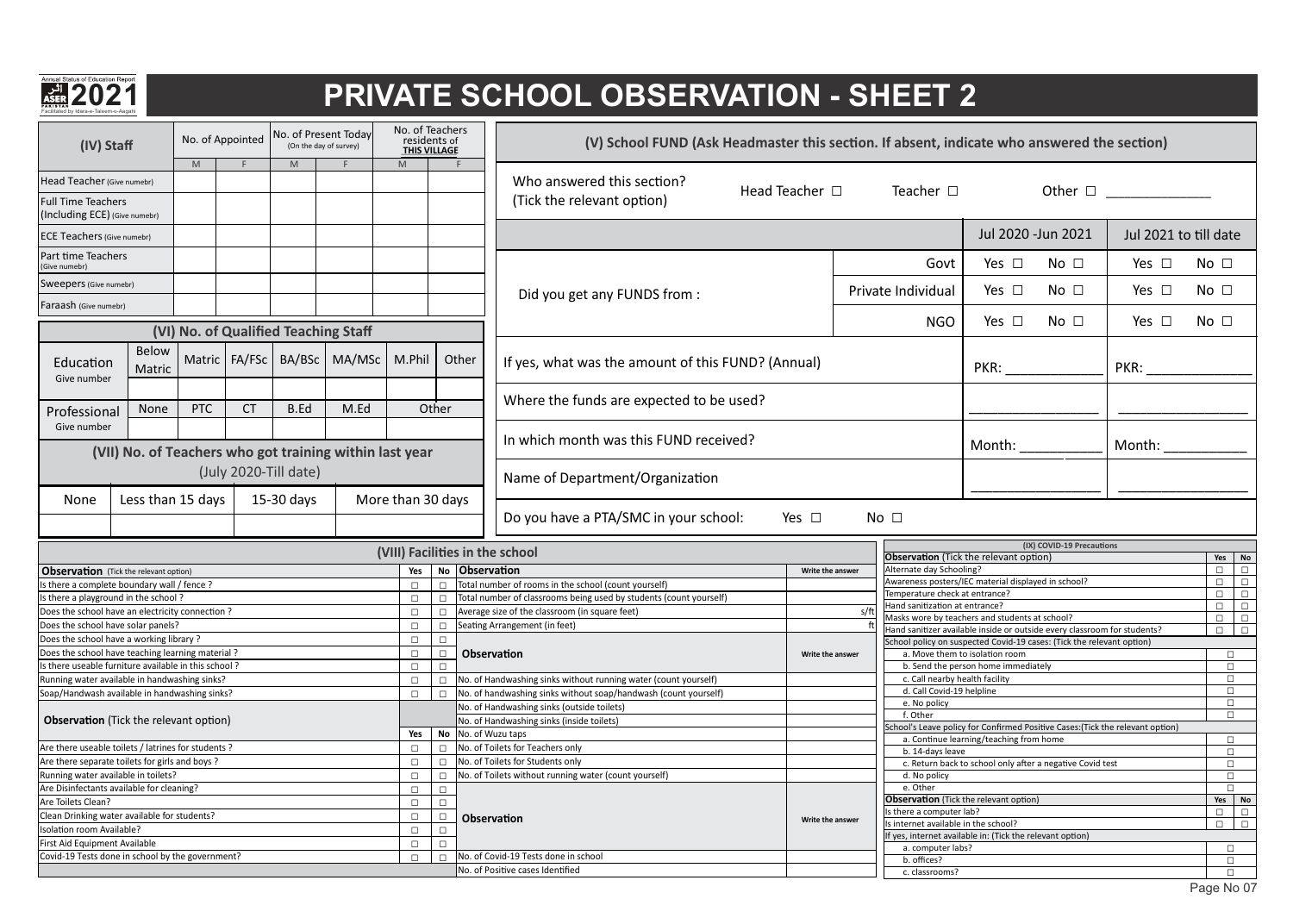# PRIVATE SCHOOL OBSERVATION - SHEET 2

Annual Status of Education Report ASER 2021 PAKISTAN — Facilitated by Idara-e-Taleem-o-Aagahi

## (IV) Staff

| (IV) Staff | No. of Appointed | | No. of Present Today (On the day of survey) | | No. of Teachers residents of **THIS VILLAGE** | |
|---|---|---|---|---|---|---|
| | M | F | M | F | M | F |
| Head Teacher (Give numebr) | | | | | | |
| Full Time Teachers (Including ECE) (Give numebr) | | | | | | |
| ECE Teachers (Give numebr) | | | | | | |
| Part time Teachers (Give numebr) | | | | | | |
| Sweepers (Give numebr) | | | | | | |
| Faraash (Give numebr) | | | | | | |

## (VI) No. of Qualified Teaching Staff

| Education Give number | Below Matric | Matric | FA/FSc | BA/BSc | MA/MSc | M.Phil | Other |
|---|---|---|---|---|---|---|---|
| | | | | | | | |

| Professional Give number | None | PTC | CT | B.Ed | M.Ed | Other |
|---|---|---|---|---|---|---|
| | | | | | | |

## (VII) No. of Teachers who got training within last year (July 2020-Till date)

| None | Less than 15 days | 15-30 days | More than 30 days |
|---|---|---|---|
| | | | |

## (V) School FUND (Ask Headmaster this section. If absent, indicate who answered the section)

Who answered this section? (Tick the relevant option) Head Teacher ☐ Teacher ☐ Other ☐ ______________

| | | Jul 2020 -Jun 2021 | Jul 2021 to till date |
|---|---|---|---|
| Did you get any FUNDS from : | Govt | Yes ☐ No ☐ | Yes ☐ No ☐ |
| | Private Individual | Yes ☐ No ☐ | Yes ☐ No ☐ |
| | NGO | Yes ☐ No ☐ | Yes ☐ No ☐ |
| If yes, what was the amount of this FUND? (Annual) | | PKR: ____________ | PKR: ______________ |
| Where the funds are expected to be used? | | ________________ | ________________ |
| In which month was this FUND received? | | Month: __________ | Month: __________ |
| Name of Department/Organization | | ________________ | ________________ |

Do you have a PTA/SMC in your school: Yes ☐ No ☐

## (VIII) Facilities in the school

| **Observation** (Tick the relevant option) | Yes | No |
|---|---|---|
| Is there a complete boundary wall / fence ? | ☐ | ☐ |
| Is there a playground in the school ? | ☐ | ☐ |
| Does the school have an electricity connection ? | ☐ | ☐ |
| Does the school have solar panels? | ☐ | ☐ |
| Does the school have a working library ? | ☐ | ☐ |
| Does the school have teaching learning material ? | ☐ | ☐ |
| Is there useable furniture available in this school ? | ☐ | ☐ |
| Running water available in handwashing sinks? | ☐ | ☐ |
| Soap/Handwash available in handwashing sinks? | ☐ | ☐ |

| **Observation** | Write the answer |
|---|---|
| Total number of rooms in the school (count yourself) | |
| Total number of classrooms being used by students (count yourself) | |
| Average size of the classroom (in square feet) | s/ft |
| Seating Arrangement (in feet) | ft |

| **Observation** | Write the answer |
|---|---|
| No. of Handwashing sinks without running water (count yourself) | |
| No. of handwashing sinks without soap/handwash (count yourself) | |
| No. of Handwashing sinks (outside toilets) | |
| No. of Handwashing sinks (inside toilets) | |
| No. of Wuzu taps | |
| No. of Toilets for Teachers only | |
| No. of Toilets for Students only | |
| No. of Toilets without running water (count yourself) | |

| **Observation** (Tick the relevant option) | Yes | No |
|---|---|---|
| Are there useable toilets / latrines for students ? | ☐ | ☐ |
| Are there separate toilets for girls and boys ? | ☐ | ☐ |
| Running water available in toilets? | ☐ | ☐ |
| Are Disinfectants available for cleaning? | ☐ | ☐ |
| Are Toilets Clean? | ☐ | ☐ |
| Clean Drinking water available for students? | ☐ | ☐ |
| Isolation room Available? | ☐ | ☐ |
| First Aid Equipment Available | ☐ | ☐ |
| Covid-19 Tests done in school by the government? | ☐ | ☐ |

| **Observation** | Write the answer |
|---|---|
| No. of Covid-19 Tests done in school | |
| No. of Positive cases Identified | |

## (IX) COVID-19 Precautions

| **Observation** (Tick the relevant option) | Yes | No |
|---|---|---|
| Alternate day Schooling? | ☐ | ☐ |
| Awareness posters/IEC material displayed in school? | ☐ | ☐ |
| Temperature check at entrance? | ☐ | ☐ |
| Hand sanitization at entrance? | ☐ | ☐ |
| Masks wore by teachers and students at school? | ☐ | ☐ |
| Hand sanitizer available inside or outside every classroom for students? | ☐ | ☐ |

School policy on suspected Covid-19 cases: (Tick the relevant option)
- a. Move them to isolation room ☐
- b. Send the person home immediately ☐
- c. Call nearby health facility ☐
- d. Call Covid-19 helpline ☐
- e. No policy ☐
- f. Other ☐

School's Leave policy for Confirmed Positive Cases:(Tick the relevant option)
- a. Continue learning/teaching from home ☐
- b. 14-days leave ☐
- c. Return back to school only after a negative Covid test ☐
- d. No policy ☐
- e. Other ☐

| **Observation** (Tick the relevant option) | Yes | No |
|---|---|---|
| Is there a computer lab? | ☐ | ☐ |
| Is internet available in the school? | ☐ | ☐ |

If yes, internet available in: (Tick the relevant option)
- a. computer labs? ☐
- b. offices? ☐
- c. classrooms? ☐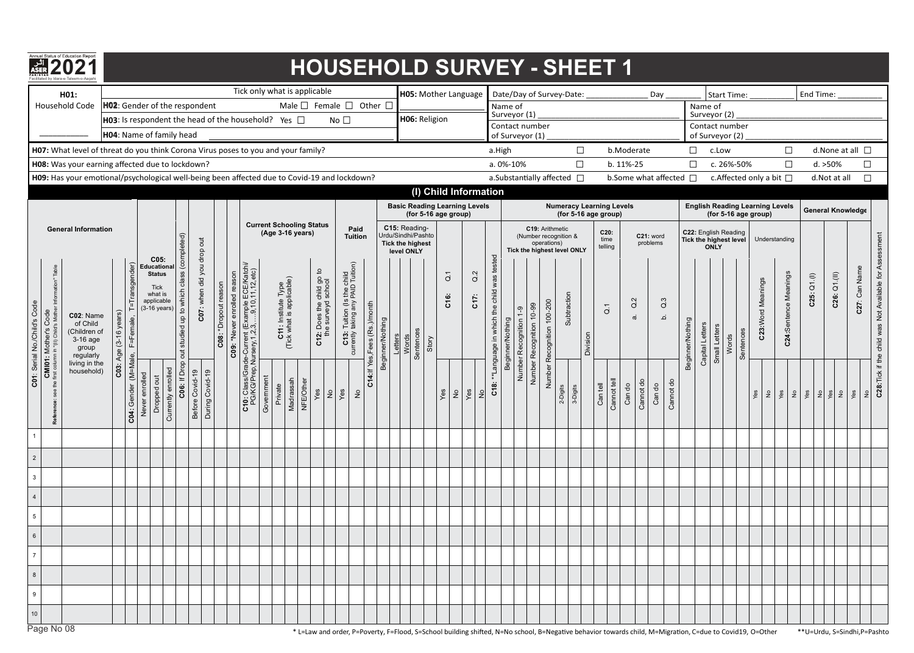Annual Status of Education Report ASER PAKISTAN 2021 Facilitated by Idara-e-Taleem-o-Aagahi

# HOUSEHOLD SURVEY - SHEET 1

| H01: Household Code ___________ | Tick only what is applicable | H05: Mother Language ___________ | Date/Day of Survey-Date: ___________ Day ________ | Start Time: ________ | End Time: ________ |
|---|---|---|---|---|---|
| | H02: Gender of the respondent Male ☐ Female ☐ Other ☐ | H06: Religion ___________ | Name of Surveyor (1) ___________ | Name of Surveyor (2) ___________ | |
| | H03: Is respondent the head of the household? Yes ☐ No ☐ | | Contact number of Surveyor (1) ___________ | Contact number of Surveyor (2) ___________ | |
| | H04: Name of family head | | | | |

| Question | a | b | c | d |
|---|---|---|---|---|
| H07: What level of threat do you think Corona Virus poses to you and your family? | a.High ☐ | b.Moderate ☐ | c.Low ☐ | d.None at all ☐ |
| H08: Was your earning affected due to lockdown? | a. 0%-10% ☐ | b. 11%-25 ☐ | c. 26%-50% ☐ | d. >50% ☐ |
| H09: Has your emotional/psychological well-being been affected due to Covid-19 and lockdown? | a.Substantially affected ☐ | b.Some what affected ☐ | c.Affected only a bit ☐ | d.Not at all ☐ |

## (I) Child Information

| General Information | | | | | | | | | | | | | | Current Schooling Status (Age 3-16 years) | | | | | | | | Paid Tuition | | | Basic Reading Learning Levels (for 5-16 age group) | | | | | | | | | | | Numeracy Learning Levels (for 5-16 age group) | | | | | | | | | | | | | | English Reading Learning Levels (for 5-16 age group) | | | | | | | | | | General Knowledge | | | | | | |
|---|---|---|---|---|---|---|---|---|---|---|---|---|---|---|---|---|---|---|---|---|---|---|---|---|---|---|---|---|---|---|---|---|---|---|---|---|---|---|---|---|---|---|---|---|---|---|---|---|---|---|---|---|---|---|---|---|---|---|---|---|---|---|---|---|---|---|---|
| C01: Serial No./Child's Code | CMI01: Mother's Code (Reference: see the first column in "(II) Child's Mother Information" Table) | C02: Name of Child (Children of 3-16 age group regularly living in the household) | C03: Age (3-16 years) | C04: Gender (M=Male, F=Female, T=Transgender) | C05: Educational Status (Tick what is applicable (3-16 years)) | | | C06: If Drop out studied up to which class (completed) | C07: when did you drop out | | C08: *Dropout reason | C09: *Never enrolled reason | C10: Class/Grade-Current (Example ECE/Katchi/ PG/KG/Prep,Nursery,1,2,3,....9,10,11,12 etc) | C11: Institute Type (Tick what is applicable) | | | | C12: Does the child go to the surveyd school | | C13: Tuition (Is the child currently taking any PAID Tuition) | | C14:If Yes,Fees (Rs.)/month | C15: Reading-Urdu/Sindhi/Pashto Tick the highest level ONLY | | | | | C16: Q.1 | | C17: Q.2 | | C18: **Language in which the child was tested | C19: Arithmetic (Number recognition & operations) Tick the highest level ONLY | | | | | | | C20: time telling (Q.1) | | C21: word problems | | | | C22: English Reading Tick the highest level ONLY | | | | | Understanding | | | | C25: Q1.(I) | | C26: Q1.(II) | | C27: Can Name | | C28: Tick if the child was Not Available for Assessment |
| | | | | | Never enrolled | Dropped out | Currently enrolled | | Before Covid-19 | During Covid-19 | | | | Government | Private | Madrassah | NFE/Other | Yes | No | Yes | No | | Beginner/Nothing | Letters | Words | Sentences | Story | Yes | No | Yes | No | | Beginner/Nothing | Number Recognition 1-9 | Number Recognition 10-99 | Number Recognition 100-200 | Subtraction 2-Digits | Subtraction 3-Digits | Division | Can tell | Cannot tell | a. Q.2 Can do | a. Q.2 Cannot do | b. Q.3 Can do | b. Q.3 Cannot do | Beginner/Nothing | Capital Letters | Small Letters | Words | Sentences | C23: Word Meanings Yes | C23: Word Meanings No | C24: Sentence Meanings Yes | C24: Sentence Meanings No | Yes | No | Yes | No | Yes | No | |
| 1 | | | | | | | | | | | | | | | | | | | | | | | | | | | | | | | | | | | | | | | | | | | | | | | | | | | | | | | | | | | | | | | | | |
| 2 | | | | | | | | | | | | | | | | | | | | | | | | | | | | | | | | | | | | | | | | | | | | | | | | | | | | | | | | | | | | | | | | | |
| 3 | | | | | | | | | | | | | | | | | | | | | | | | | | | | | | | | | | | | | | | | | | | | | | | | | | | | | | | | | | | | | | | | | |
| 4 | | | | | | | | | | | | | | | | | | | | | | | | | | | | | | | | | | | | | | | | | | | | | | | | | | | | | | | | | | | | | | | | | |
| 5 | | | | | | | | | | | | | | | | | | | | | | | | | | | | | | | | | | | | | | | | | | | | | | | | | | | | | | | | | | | | | | | | | |
| 6 | | | | | | | | | | | | | | | | | | | | | | | | | | | | | | | | | | | | | | | | | | | | | | | | | | | | | | | | | | | | | | | | | |
| 7 | | | | | | | | | | | | | | | | | | | | | | | | | | | | | | | | | | | | | | | | | | | | | | | | | | | | | | | | | | | | | | | | | |
| 8 | | | | | | | | | | | | | | | | | | | | | | | | | | | | | | | | | | | | | | | | | | | | | | | | | | | | | | | | | | | | | | | | | |
| 9 | | | | | | | | | | | | | | | | | | | | | | | | | | | | | | | | | | | | | | | | | | | | | | | | | | | | | | | | | | | | | | | | | |
| 10 | | | | | | | | | | | | | | | | | | | | | | | | | | | | | | | | | | | | | | | | | | | | | | | | | | | | | | | | | | | | | | | | | |

\* L=Law and order, P=Poverty, F=Flood, S=School building shifted, N=No school, B=Negative behavior towards child, M=Migration, C=due to Covid19, O=Other

\*\*U=Urdu, S=Sindhi,P=Pashto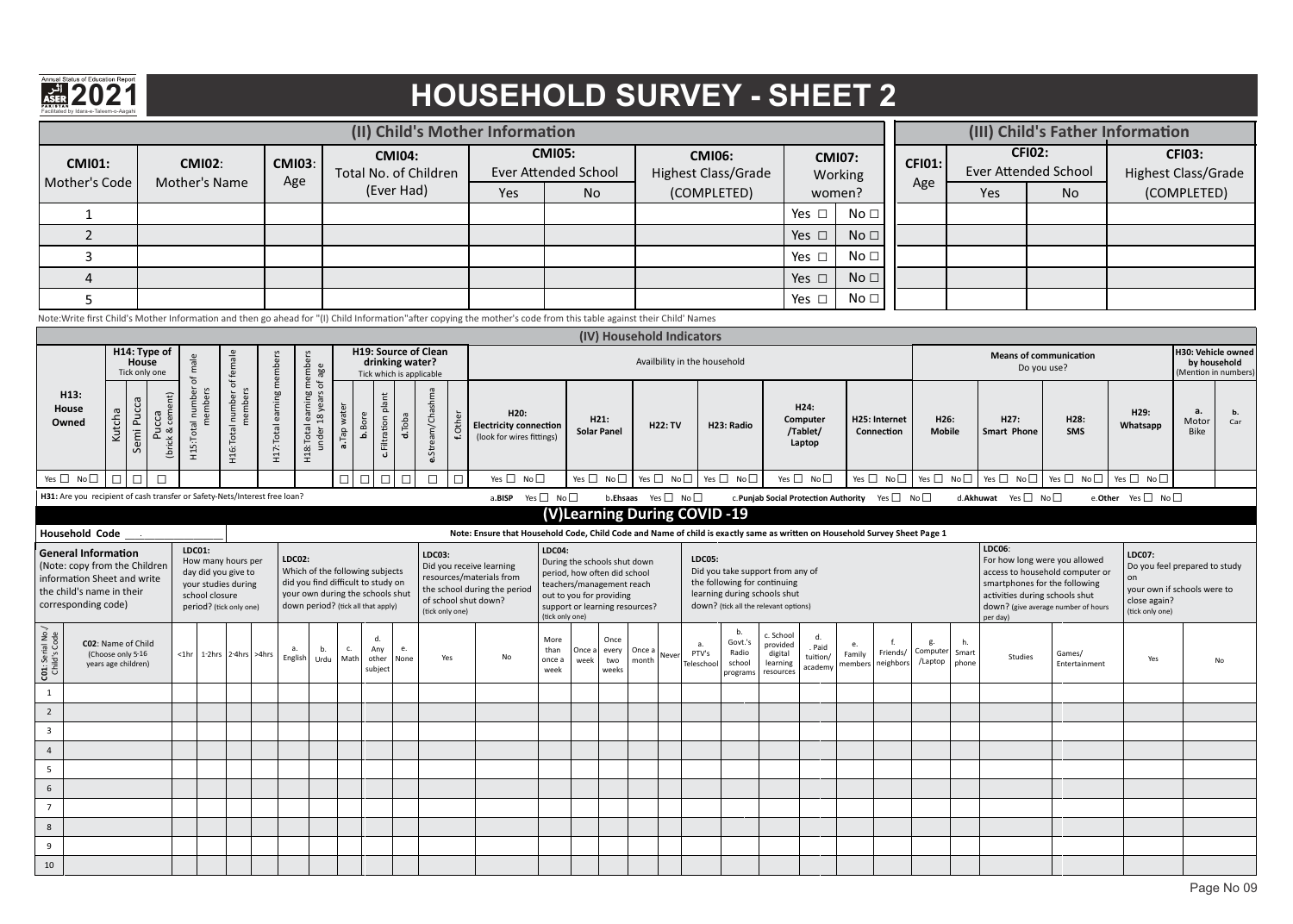Annual Status of Education Report
ASER PAKISTAN 2021
Facilitated by Idara-e-Taleem-o-Aagahi

# HOUSEHOLD SURVEY - SHEET 2

## (II) Child's Mother Information

| CMI01: Mother's Code | CMI02: Mother's Name | CMI03: Age | CMI04: Total No. of Children (Ever Had) | CMI05: Ever Attended School | | CMI06: Highest Class/Grade (COMPLETED) | CMI07: Working women? | |
|---|---|---|---|---|---|---|---|---|
| | | | | Yes | No | | | |
| 1 | | | | | | | Yes ☐ | No ☐ |
| 2 | | | | | | | Yes ☐ | No ☐ |
| 3 | | | | | | | Yes ☐ | No ☐ |
| 4 | | | | | | | Yes ☐ | No ☐ |
| 5 | | | | | | | Yes ☐ | No ☐ |

## (III) Child's Father Information

| CFI01: Age | CFI02: Ever Attended School | | CFI03: Highest Class/Grade (COMPLETED) |
|---|---|---|---|
| | Yes | No | |
| | | | |
| | | | |
| | | | |
| | | | |
| | | | |

Note:Write first Child's Mother Information and then go ahead for "(I) Child Information"after copying the mother's code from this table against their Child' Names

## (IV) Household Indicators

| H13: House Owned | H14: Type of House (Tick only one) | | | H15: Total number of male members | H16: Total number of female members | H17: Total earning members | H18: Total earning members under 18 years of age | H19: Source of Clean drinking water? (Tick which is applicable) | | | | | |
|---|---|---|---|---|---|---|---|---|---|---|---|---|---|
| | Kutcha | Semi Pucca | Pucca (brick & cement) | | | | | a. Tap water | b. Bore | c. Filtration plant | d. Toba | e. Stream/Chashma | f. Other |
| Yes ☐ No ☐ | ☐ | ☐ | ☐ | | | | | ☐ | ☐ | ☐ | ☐ | ☐ | ☐ |

| Availbility in the household | | | | | | | Means of communication (Do you use?) | | | | H30: Vehicle owned by household (Mention in numbers) | |
|---|---|---|---|---|---|---|---|---|---|---|---|---|
| H20: Electricity connection (look for wires fittings) | H21: Solar Panel | H22: TV | H23: Radio | H24: Computer /Tablet/ Laptop | H25: Internet Connection | H26: Mobile | H27: Smart Phone | H28: SMS | H29: Whatsapp | | a. Motor Bike | b. Car |
| Yes ☐ No ☐ | Yes ☐ No ☐ | Yes ☐ No ☐ | Yes ☐ No ☐ | Yes ☐ No ☐ | Yes ☐ No ☐ | Yes ☐ No ☐ | Yes ☐ No ☐ | Yes ☐ No ☐ | Yes ☐ No ☐ | | | |

H31: Are you recipient of cash transfer or Safety-Nets/Interest free loan? a.**BISP** Yes ☐ No ☐ b.**Ehsaas** Yes ☐ No ☐ c.**Punjab Social Protection Authority** Yes ☐ No ☐ d.**Akhuwat** Yes ☐ No ☐ e.**Other** Yes ☐ No ☐

## (V)Learning During COVID -19

Household Code ________

Note: Ensure that Household Code, Child Code and Name of child is exactly same as written on Household Survey Sheet Page 1

**General Information** (Note: copy from the Children information Sheet and write the child's name in their corresponding code)

**LDC01:** How many hours per day did you give to your studies during school closure period? (tick only one)

**LDC02:** Which of the following subjects did you find difficult to study on your own during the schools shut down period? (tick all that apply)

**LDC03:** Did you receive learning resources/materials from the school during the period of school shut down? (tick only one)

**LDC04:** During the schools shut down period, how often did school teachers/management reach out to you for providing support or learning resources? (tick only one)

**LDC05:** Did you take support from any of the following for continuing learning during schools shut down? (tick all the relevant options)

**LDC06:** For how long were you allowed access to household computer or smartphones for the following activities during schools shut down? (give average number of hours per day)

**LDC07:** Do you feel prepared to study on your own if schools were to close again? (tick only one)

| C01: Serial No / Child's Code | C02: Name of Child (Choose only 5-16 years age children) | LDC01: <1hr | 1-2hrs | 2-4hrs | >4hrs | LDC02: a. English | b. Urdu | c. Math | d. Any other subject | e. None | LDC03: Yes | No | LDC04: More than once a week | Once a week | Once every two weeks | Once a month | Never | LDC05: a. PTV's Teleschool | b. Govt.'s Radio school programs | c. School provided digital learning resources | d. Paid tuition/ academy | e. Family members | f. Friends/ neighbors | g. Computer /Laptop | h. Smart phone | LDC06: Studies | Games/ Entertainment | LDC07: Yes | No |
|---|---|---|---|---|---|---|---|---|---|---|---|---|---|---|---|---|---|---|---|---|---|---|---|---|---|---|---|---|---|
| 1 | | | | | | | | | | | | | | | | | | | | | | | | | | | | | |
| 2 | | | | | | | | | | | | | | | | | | | | | | | | | | | | | |
| 3 | | | | | | | | | | | | | | | | | | | | | | | | | | | | | |
| 4 | | | | | | | | | | | | | | | | | | | | | | | | | | | | | |
| 5 | | | | | | | | | | | | | | | | | | | | | | | | | | | | | |
| 6 | | | | | | | | | | | | | | | | | | | | | | | | | | | | | |
| 7 | | | | | | | | | | | | | | | | | | | | | | | | | | | | | |
| 8 | | | | | | | | | | | | | | | | | | | | | | | | | | | | | |
| 9 | | | | | | | | | | | | | | | | | | | | | | | | | | | | | |
| 10 | | | | | | | | | | | | | | | | | | | | | | | | | | | | | |